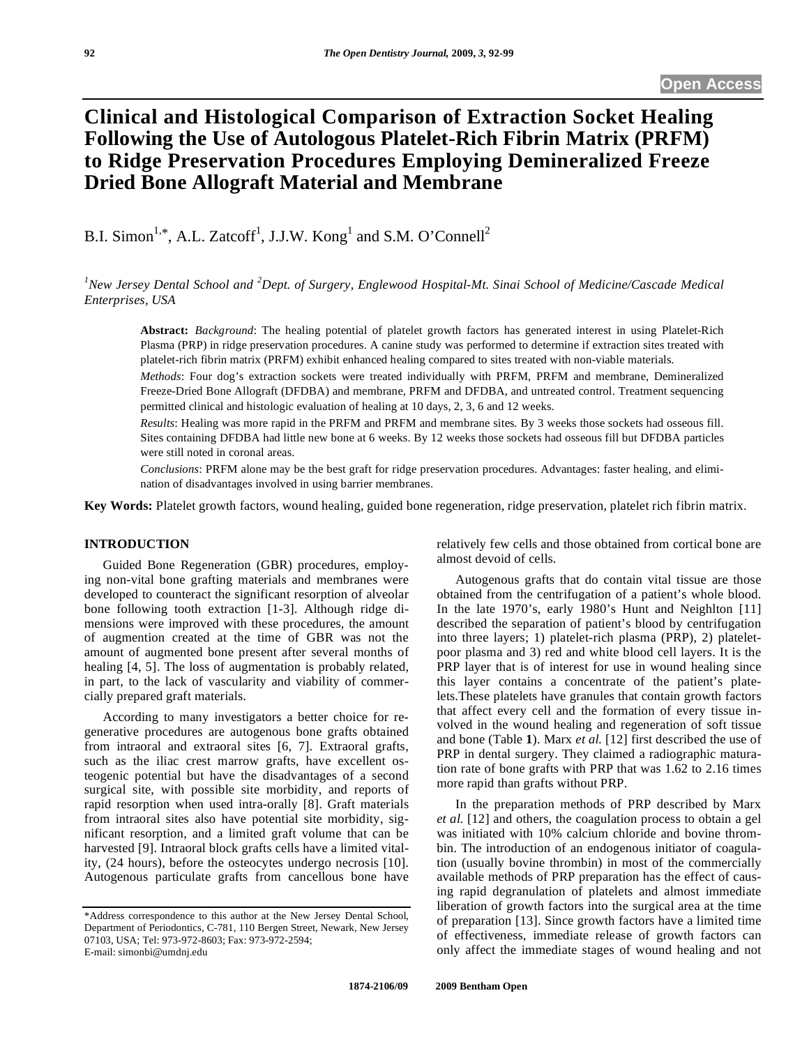Open Access

# Clinical and Histological Comparison of Extraction Socket Healing Following the Use of Autologous Platelet-Rich Fibrin Matrix (PRFM) to Ridge Preservation Procedures Employing Demineralized Freeze Dried Bone Allograft Material and Membrane

B.I. Simon[1,*], A.L. Zatcoff[1], J.J.W. Kong[1] and S.M. O'Connell[2]

*[1]New Jersey Dental School and [2]Dept. of Surgery, Englewood Hospital-Mt. Sinai School of Medicine/Cascade Medical Enterprises, USA*

**Abstract:** *Background*: The healing potential of platelet growth factors has generated interest in using Platelet-Rich Plasma (PRP) in ridge preservation procedures. A canine study was performed to determine if extraction sites treated with platelet-rich fibrin matrix (PRFM) exhibit enhanced healing compared to sites treated with non-viable materials.

*Methods*: Four dog's extraction sockets were treated individually with PRFM, PRFM and membrane, Demineralized Freeze-Dried Bone Allograft (DFDBA) and membrane, PRFM and DFDBA, and untreated control. Treatment sequencing permitted clinical and histologic evaluation of healing at 10 days, 2, 3, 6 and 12 weeks.

*Results*: Healing was more rapid in the PRFM and PRFM and membrane sites. By 3 weeks those sockets had osseous fill. Sites containing DFDBA had little new bone at 6 weeks. By 12 weeks those sockets had osseous fill but DFDBA particles were still noted in coronal areas.

*Conclusions*: PRFM alone may be the best graft for ridge preservation procedures. Advantages: faster healing, and elimination of disadvantages involved in using barrier membranes.

**Key Words:** Platelet growth factors, wound healing, guided bone regeneration, ridge preservation, platelet rich fibrin matrix.

## INTRODUCTION

Guided Bone Regeneration (GBR) procedures, employing non-vital bone grafting materials and membranes were developed to counteract the significant resorption of alveolar bone following tooth extraction [1-3]. Although ridge dimensions were improved with these procedures, the amount of augmention created at the time of GBR was not the amount of augmented bone present after several months of healing [4, 5]. The loss of augmentation is probably related, in part, to the lack of vascularity and viability of commercially prepared graft materials.

According to many investigators a better choice for regenerative procedures are autogenous bone grafts obtained from intraoral and extraoral sites [6, 7]. Extraoral grafts, such as the iliac crest marrow grafts, have excellent osteogenic potential but have the disadvantages of a second surgical site, with possible site morbidity, and reports of rapid resorption when used intra-orally [8]. Graft materials from intraoral sites also have potential site morbidity, significant resorption, and a limited graft volume that can be harvested [9]. Intraoral block grafts cells have a limited vitality, (24 hours), before the osteocytes undergo necrosis [10]. Autogenous particulate grafts from cancellous bone have relatively few cells and those obtained from cortical bone are almost devoid of cells.

Autogenous grafts that do contain vital tissue are those obtained from the centrifugation of a patient's whole blood. In the late 1970's, early 1980's Hunt and Neighlton [11] described the separation of patient's blood by centrifugation into three layers; 1) platelet-rich plasma (PRP), 2) platelet-poor plasma and 3) red and white blood cell layers. It is the PRP layer that is of interest for use in wound healing since this layer contains a concentrate of the patient's platelets.These platelets have granules that contain growth factors that affect every cell and the formation of every tissue involved in the wound healing and regeneration of soft tissue and bone (Table **1**). Marx *et al.* [12] first described the use of PRP in dental surgery. They claimed a radiographic maturation rate of bone grafts with PRP that was 1.62 to 2.16 times more rapid than grafts without PRP.

In the preparation methods of PRP described by Marx *et al.* [12] and others, the coagulation process to obtain a gel was initiated with 10% calcium chloride and bovine thrombin. The introduction of an endogenous initiator of coagulation (usually bovine thrombin) in most of the commercially available methods of PRP preparation has the effect of causing rapid degranulation of platelets and almost immediate liberation of growth factors into the surgical area at the time of preparation [13]. Since growth factors have a limited time of effectiveness, immediate release of growth factors can only affect the immediate stages of wound healing and not

*Address correspondence to this author at the New Jersey Dental School, Department of Periodontics, C-781, 110 Bergen Street, Newark, New Jersey 07103, USA; Tel: 973-972-8603; Fax: 973-972-2594; E-mail: simonbi@umdnj.edu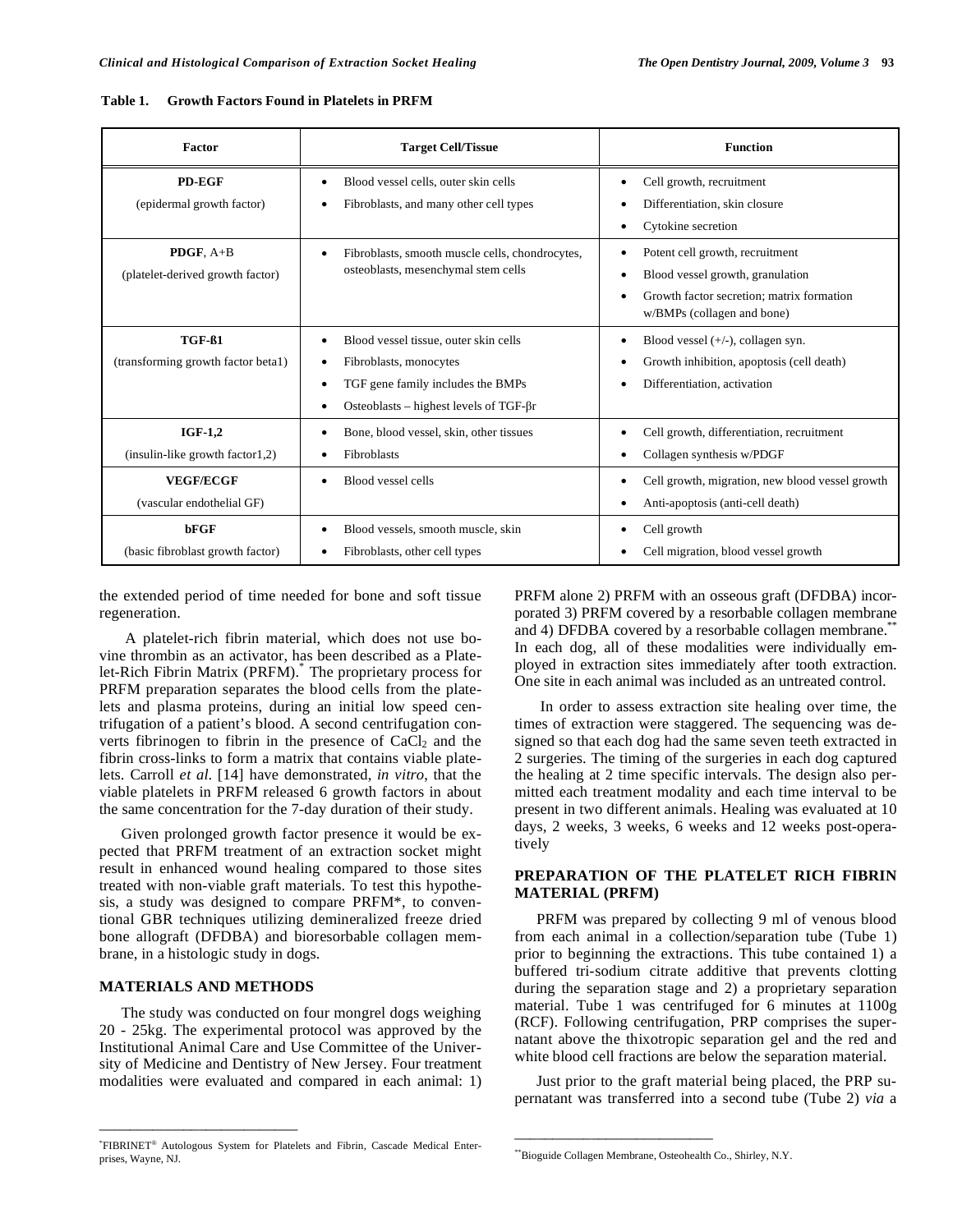**Table 1. Growth Factors Found in Platelets in PRFM**

| Factor | Target Cell/Tissue | Function |
|---|---|---|
| **PD-EGF** (epidermal growth factor) | • Blood vessel cells, outer skin cells<br>• Fibroblasts, and many other cell types | • Cell growth, recruitment<br>• Differentiation, skin closure<br>• Cytokine secretion |
| **PDGF**, A+B (platelet-derived growth factor) | • Fibroblasts, smooth muscle cells, chondrocytes, osteoblasts, mesenchymal stem cells | • Potent cell growth, recruitment<br>• Blood vessel growth, granulation<br>• Growth factor secretion; matrix formation w/BMPs (collagen and bone) |
| **TGF-ß1** (transforming growth factor beta1) | • Blood vessel tissue, outer skin cells<br>• Fibroblasts, monocytes<br>• TGF gene family includes the BMPs<br>• Osteoblasts – highest levels of TGF-βr | • Blood vessel (+/-), collagen syn.<br>• Growth inhibition, apoptosis (cell death)<br>• Differentiation, activation |
| **IGF-1,2** (insulin-like growth factor1,2) | • Bone, blood vessel, skin, other tissues<br>• Fibroblasts | • Cell growth, differentiation, recruitment<br>• Collagen synthesis w/PDGF |
| **VEGF/ECGF** (vascular endothelial GF) | • Blood vessel cells | • Cell growth, migration, new blood vessel growth<br>• Anti-apoptosis (anti-cell death) |
| **bFGF** (basic fibroblast growth factor) | • Blood vessels, smooth muscle, skin<br>• Fibroblasts, other cell types | • Cell growth<br>• Cell migration, blood vessel growth |

the extended period of time needed for bone and soft tissue regeneration.

A platelet-rich fibrin material, which does not use bovine thrombin as an activator, has been described as a Platelet-Rich Fibrin Matrix (PRFM).* The proprietary process for PRFM preparation separates the blood cells from the platelets and plasma proteins, during an initial low speed centrifugation of a patient's blood. A second centrifugation converts fibrinogen to fibrin in the presence of $CaCl_2$ and the fibrin cross-links to form a matrix that contains viable platelets. Carroll *et al.* [14] have demonstrated, *in vitro*, that the viable platelets in PRFM released 6 growth factors in about the same concentration for the 7-day duration of their study.

Given prolonged growth factor presence it would be expected that PRFM treatment of an extraction socket might result in enhanced wound healing compared to those sites treated with non-viable graft materials. To test this hypothesis, a study was designed to compare PRFM*, to conventional GBR techniques utilizing demineralized freeze dried bone allograft (DFDBA) and bioresorbable collagen membrane, in a histologic study in dogs.

## MATERIALS AND METHODS

The study was conducted on four mongrel dogs weighing 20 - 25kg. The experimental protocol was approved by the Institutional Animal Care and Use Committee of the University of Medicine and Dentistry of New Jersey. Four treatment modalities were evaluated and compared in each animal: 1) PRFM alone 2) PRFM with an osseous graft (DFDBA) incorporated 3) PRFM covered by a resorbable collagen membrane and 4) DFDBA covered by a resorbable collagen membrane.** In each dog, all of these modalities were individually employed in extraction sites immediately after tooth extraction. One site in each animal was included as an untreated control.

In order to assess extraction site healing over time, the times of extraction were staggered. The sequencing was designed so that each dog had the same seven teeth extracted in 2 surgeries. The timing of the surgeries in each dog captured the healing at 2 time specific intervals. The design also permitted each treatment modality and each time interval to be present in two different animals. Healing was evaluated at 10 days, 2 weeks, 3 weeks, 6 weeks and 12 weeks post-operatively

## PREPARATION OF THE PLATELET RICH FIBRIN MATERIAL (PRFM)

PRFM was prepared by collecting 9 ml of venous blood from each animal in a collection/separation tube (Tube 1) prior to beginning the extractions. This tube contained 1) a buffered tri-sodium citrate additive that prevents clotting during the separation stage and 2) a proprietary separation material. Tube 1 was centrifuged for 6 minutes at 1100g (RCF). Following centrifugation, PRP comprises the supernatant above the thixotropic separation gel and the red and white blood cell fractions are below the separation material.

Just prior to the graft material being placed, the PRP supernatant was transferred into a second tube (Tube 2) *via* a

---

*FIBRINET® Autologous System for Platelets and Fibrin, Cascade Medical Enterprises, Wayne, NJ.

**Bioguide Collagen Membrane, Osteohealth Co., Shirley, N.Y.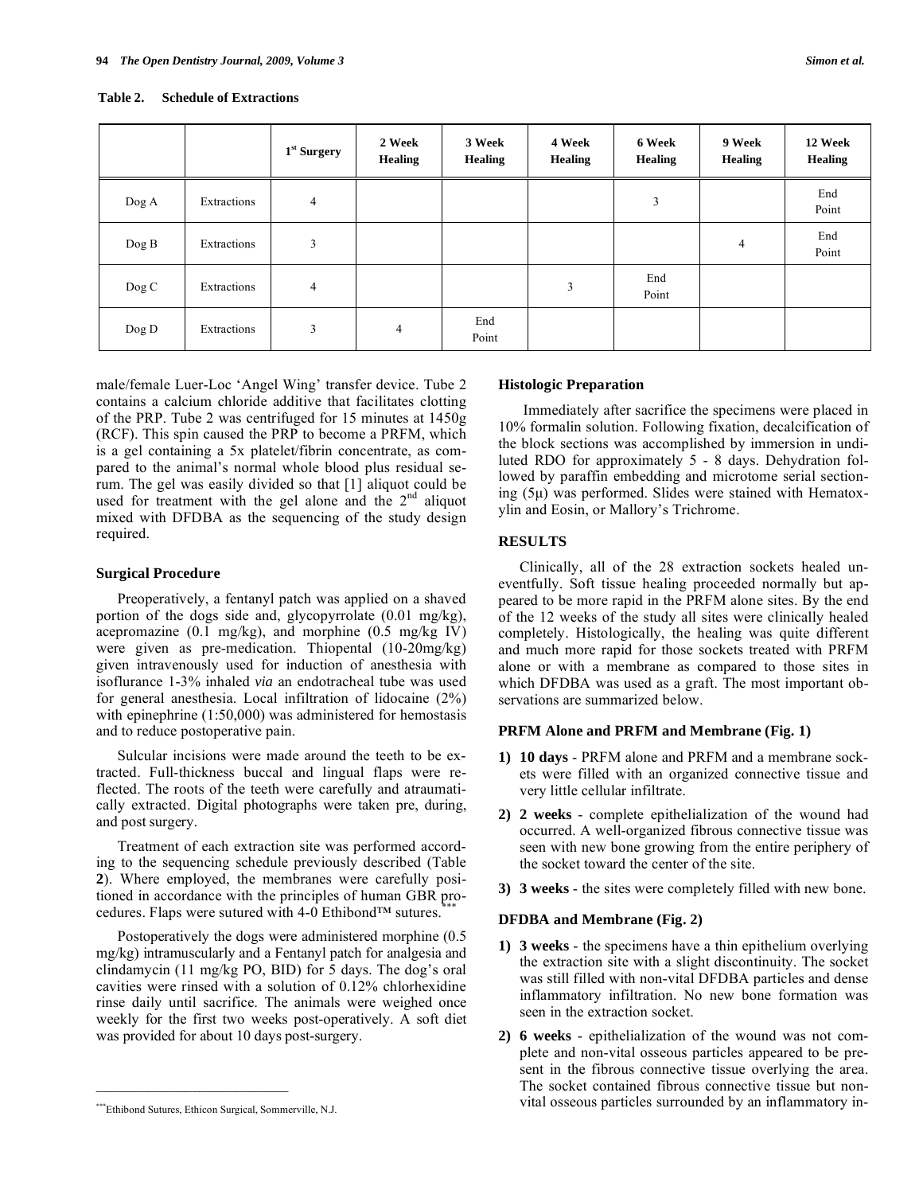**Table 2. Schedule of Extractions**

| | | 1st Surgery | 2 Week Healing | 3 Week Healing | 4 Week Healing | 6 Week Healing | 9 Week Healing | 12 Week Healing |
|---|---|---|---|---|---|---|---|---|
| Dog A | Extractions | 4 | | | | 3 | | End Point |
| Dog B | Extractions | 3 | | | | | 4 | End Point |
| Dog C | Extractions | 4 | | | 3 | End Point | | |
| Dog D | Extractions | 3 | 4 | End Point | | | | |

male/female Luer-Loc 'Angel Wing' transfer device. Tube 2 contains a calcium chloride additive that facilitates clotting of the PRP. Tube 2 was centrifuged for 15 minutes at 1450g (RCF). This spin caused the PRP to become a PRFM, which is a gel containing a 5x platelet/fibrin concentrate, as compared to the animal's normal whole blood plus residual serum. The gel was easily divided so that [1] aliquot could be used for treatment with the gel alone and the 2nd aliquot mixed with DFDBA as the sequencing of the study design required.

### Surgical Procedure

Preoperatively, a fentanyl patch was applied on a shaved portion of the dogs side and, glycopyrrolate (0.01 mg/kg), acepromazine (0.1 mg/kg), and morphine (0.5 mg/kg IV) were given as pre-medication. Thiopental (10-20mg/kg) given intravenously used for induction of anesthesia with isoflurance 1-3% inhaled *via* an endotracheal tube was used for general anesthesia. Local infiltration of lidocaine (2%) with epinephrine (1:50,000) was administered for hemostasis and to reduce postoperative pain.

Sulcular incisions were made around the teeth to be extracted. Full-thickness buccal and lingual flaps were reflected. The roots of the teeth were carefully and atraumatically extracted. Digital photographs were taken pre, during, and post surgery.

Treatment of each extraction site was performed according to the sequencing schedule previously described (Table **2**). Where employed, the membranes were carefully positioned in accordance with the principles of human GBR procedures. Flaps were sutured with 4-0 Ethibond™ sutures.***

Postoperatively the dogs were administered morphine (0.5 mg/kg) intramuscularly and a Fentanyl patch for analgesia and clindamycin (11 mg/kg PO, BID) for 5 days. The dog's oral cavities were rinsed with a solution of 0.12% chlorhexidine rinse daily until sacrifice. The animals were weighed once weekly for the first two weeks post-operatively. A soft diet was provided for about 10 days post-surgery.

***Ethibond Sutures, Ethicon Surgical, Sommerville, N.J.

### Histologic Preparation

Immediately after sacrifice the specimens were placed in 10% formalin solution. Following fixation, decalcification of the block sections was accomplished by immersion in undiluted RDO for approximately 5 - 8 days. Dehydration followed by paraffin embedding and microtome serial sectioning (5μ) was performed. Slides were stained with Hematoxylin and Eosin, or Mallory's Trichrome.

## RESULTS

Clinically, all of the 28 extraction sockets healed uneventfully. Soft tissue healing proceeded normally but appeared to be more rapid in the PRFM alone sites. By the end of the 12 weeks of the study all sites were clinically healed completely. Histologically, the healing was quite different and much more rapid for those sockets treated with PRFM alone or with a membrane as compared to those sites in which DFDBA was used as a graft. The most important observations are summarized below.

### PRFM Alone and PRFM and Membrane (Fig. 1)

1) **10 days** - PRFM alone and PRFM and a membrane sockets were filled with an organized connective tissue and very little cellular infiltrate.
2) **2 weeks** - complete epithelialization of the wound had occurred. A well-organized fibrous connective tissue was seen with new bone growing from the entire periphery of the socket toward the center of the site.
3) **3 weeks** - the sites were completely filled with new bone.

### DFDBA and Membrane (Fig. 2)

1) **3 weeks** - the specimens have a thin epithelium overlying the extraction site with a slight discontinuity. The socket was still filled with non-vital DFDBA particles and dense inflammatory infiltration. No new bone formation was seen in the extraction socket.
2) **6 weeks** - epithelialization of the wound was not complete and non-vital osseous particles appeared to be present in the fibrous connective tissue overlying the area. The socket contained fibrous connective tissue but non-vital osseous particles surrounded by an inflammatory in-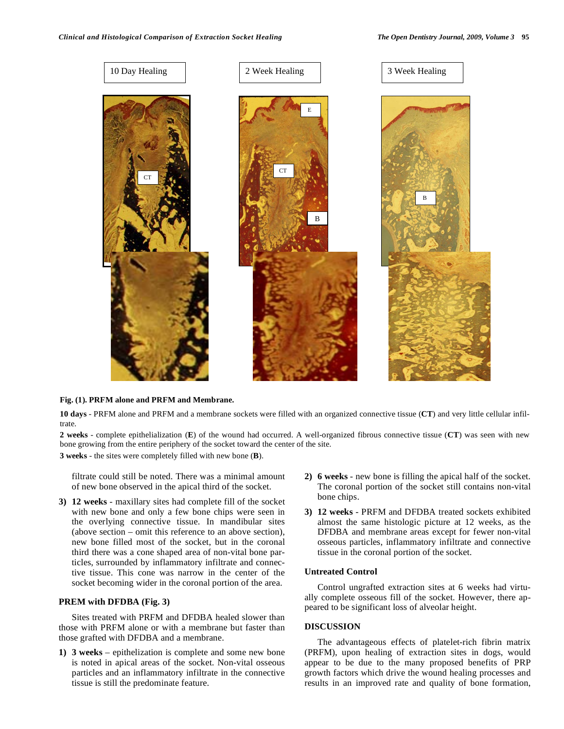10 Day Healing

2 Week Healing

3 Week Healing

**Fig. (1). PRFM alone and PRFM and Membrane.**

**10 days** - PRFM alone and PRFM and a membrane sockets were filled with an organized connective tissue (**CT**) and very little cellular infiltrate.

**2 weeks** - complete epithelialization (**E**) of the wound had occurred. A well-organized fibrous connective tissue (**CT**) was seen with new bone growing from the entire periphery of the socket toward the center of the site.

**3 weeks** - the sites were completely filled with new bone (**B**).

filtrate could still be noted. There was a minimal amount of new bone observed in the apical third of the socket.

3) **12 weeks** - maxillary sites had complete fill of the socket with new bone and only a few bone chips were seen in the overlying connective tissue. In mandibular sites (above section – omit this reference to an above section), new bone filled most of the socket, but in the coronal third there was a cone shaped area of non-vital bone particles, surrounded by inflammatory infiltrate and connective tissue. This cone was narrow in the center of the socket becoming wider in the coronal portion of the area.

### PREM with DFDBA (Fig. 3)

Sites treated with PRFM and DFDBA healed slower than those with PRFM alone or with a membrane but faster than those grafted with DFDBA and a membrane.

1) **3 weeks** – epithelization is complete and some new bone is noted in apical areas of the socket. Non-vital osseous particles and an inflammatory infiltrate in the connective tissue is still the predominate feature.

2) **6 weeks** - new bone is filling the apical half of the socket. The coronal portion of the socket still contains non-vital bone chips.

3) **12 weeks** - PRFM and DFDBA treated sockets exhibited almost the same histologic picture at 12 weeks, as the DFDBA and membrane areas except for fewer non-vital osseous particles, inflammatory infiltrate and connective tissue in the coronal portion of the socket.

### Untreated Control

Control ungrafted extraction sites at 6 weeks had virtually complete osseous fill of the socket. However, there appeared to be significant loss of alveolar height.

## DISCUSSION

The advantageous effects of platelet-rich fibrin matrix (PRFM), upon healing of extraction sites in dogs, would appear to be due to the many proposed benefits of PRP growth factors which drive the wound healing processes and results in an improved rate and quality of bone formation,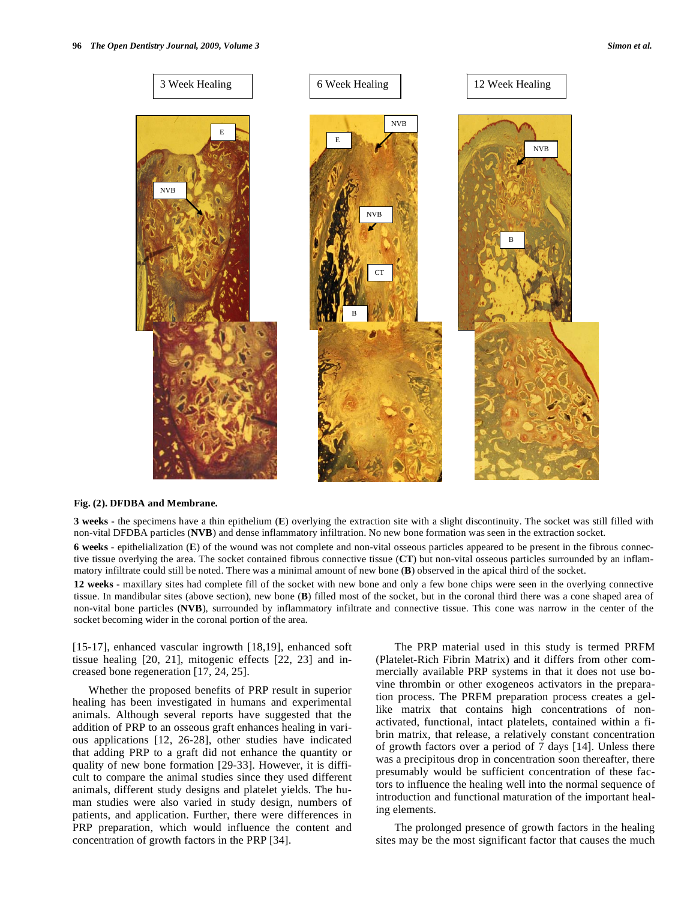**Fig. (2). DFDBA and Membrane.**

**3 weeks** - the specimens have a thin epithelium (**E**) overlying the extraction site with a slight discontinuity. The socket was still filled with non-vital DFDBA particles (**NVB**) and dense inflammatory infiltration. No new bone formation was seen in the extraction socket.

**6 weeks** - epithelialization (**E**) of the wound was not complete and non-vital osseous particles appeared to be present in the fibrous connective tissue overlying the area. The socket contained fibrous connective tissue (**CT**) but non-vital osseous particles surrounded by an inflammatory infiltrate could still be noted. There was a minimal amount of new bone (**B**) observed in the apical third of the socket.

**12 weeks** - maxillary sites had complete fill of the socket with new bone and only a few bone chips were seen in the overlying connective tissue. In mandibular sites (above section), new bone (**B**) filled most of the socket, but in the coronal third there was a cone shaped area of non-vital bone particles (**NVB**), surrounded by inflammatory infiltrate and connective tissue. This cone was narrow in the center of the socket becoming wider in the coronal portion of the area.

[15-17], enhanced vascular ingrowth [18,19], enhanced soft tissue healing [20, 21], mitogenic effects [22, 23] and increased bone regeneration [17, 24, 25].

Whether the proposed benefits of PRP result in superior healing has been investigated in humans and experimental animals. Although several reports have suggested that the addition of PRP to an osseous graft enhances healing in various applications [12, 26-28], other studies have indicated that adding PRP to a graft did not enhance the quantity or quality of new bone formation [29-33]. However, it is difficult to compare the animal studies since they used different animals, different study designs and platelet yields. The human studies were also varied in study design, numbers of patients, and application. Further, there were differences in PRP preparation, which would influence the content and concentration of growth factors in the PRP [34].

The PRP material used in this study is termed PRFM (Platelet-Rich Fibrin Matrix) and it differs from other commercially available PRP systems in that it does not use bovine thrombin or other exogeneos activators in the preparation process. The PRFM preparation process creates a gel-like matrix that contains high concentrations of non-activated, functional, intact platelets, contained within a fibrin matrix, that release, a relatively constant concentration of growth factors over a period of 7 days [14]. Unless there was a precipitous drop in concentration soon thereafter, there presumably would be sufficient concentration of these factors to influence the healing well into the normal sequence of introduction and functional maturation of the important healing elements.

The prolonged presence of growth factors in the healing sites may be the most significant factor that causes the much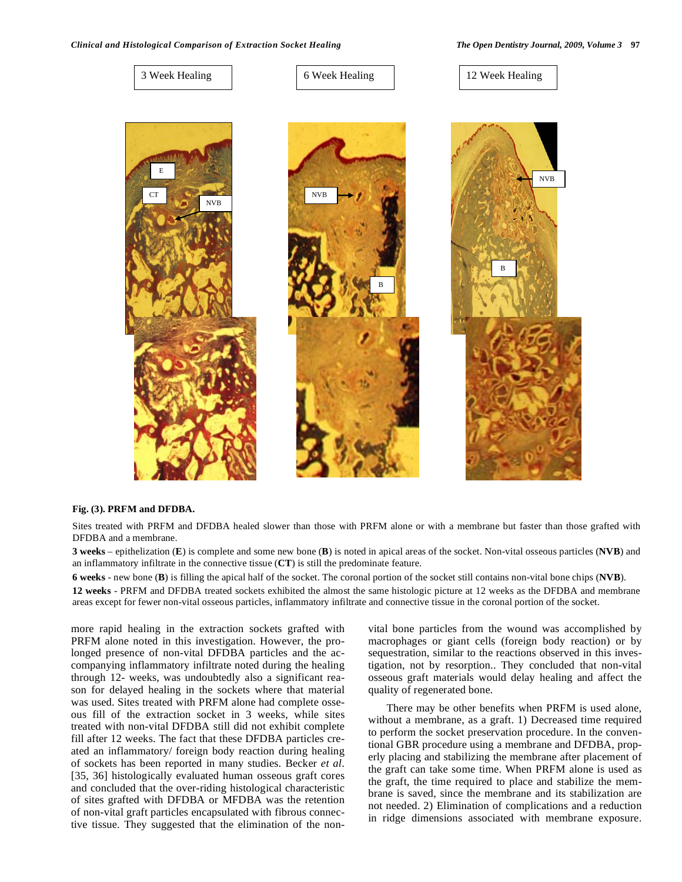3 Week Healing

6 Week Healing

12 Week Healing

**Fig. (3). PRFM and DFDBA.**

Sites treated with PRFM and DFDBA healed slower than those with PRFM alone or with a membrane but faster than those grafted with DFDBA and a membrane.

**3 weeks** – epithelization (**E**) is complete and some new bone (**B**) is noted in apical areas of the socket. Non-vital osseous particles (**NVB**) and an inflammatory infiltrate in the connective tissue (**CT**) is still the predominate feature.

**6 weeks** - new bone (**B**) is filling the apical half of the socket. The coronal portion of the socket still contains non-vital bone chips (**NVB**).

**12 weeks** - PRFM and DFDBA treated sockets exhibited the almost the same histologic picture at 12 weeks as the DFDBA and membrane areas except for fewer non-vital osseous particles, inflammatory infiltrate and connective tissue in the coronal portion of the socket.

more rapid healing in the extraction sockets grafted with PRFM alone noted in this investigation. However, the prolonged presence of non-vital DFDBA particles and the accompanying inflammatory infiltrate noted during the healing through 12- weeks, was undoubtedly also a significant reason for delayed healing in the sockets where that material was used. Sites treated with PRFM alone had complete osseous fill of the extraction socket in 3 weeks, while sites treated with non-vital DFDBA still did not exhibit complete fill after 12 weeks. The fact that these DFDBA particles created an inflammatory/ foreign body reaction during healing of sockets has been reported in many studies. Becker *et al*. [35, 36] histologically evaluated human osseous graft cores and concluded that the over-riding histological characteristic of sites grafted with DFDBA or MFDBA was the retention of non-vital graft particles encapsulated with fibrous connective tissue. They suggested that the elimination of the non-vital bone particles from the wound was accomplished by macrophages or giant cells (foreign body reaction) or by sequestration, similar to the reactions observed in this investigation, not by resorption.. They concluded that non-vital osseous graft materials would delay healing and affect the quality of regenerated bone.

There may be other benefits when PRFM is used alone, without a membrane, as a graft. 1) Decreased time required to perform the socket preservation procedure. In the conventional GBR procedure using a membrane and DFDBA, properly placing and stabilizing the membrane after placement of the graft can take some time. When PRFM alone is used as the graft, the time required to place and stabilize the membrane is saved, since the membrane and its stabilization are not needed. 2) Elimination of complications and a reduction in ridge dimensions associated with membrane exposure.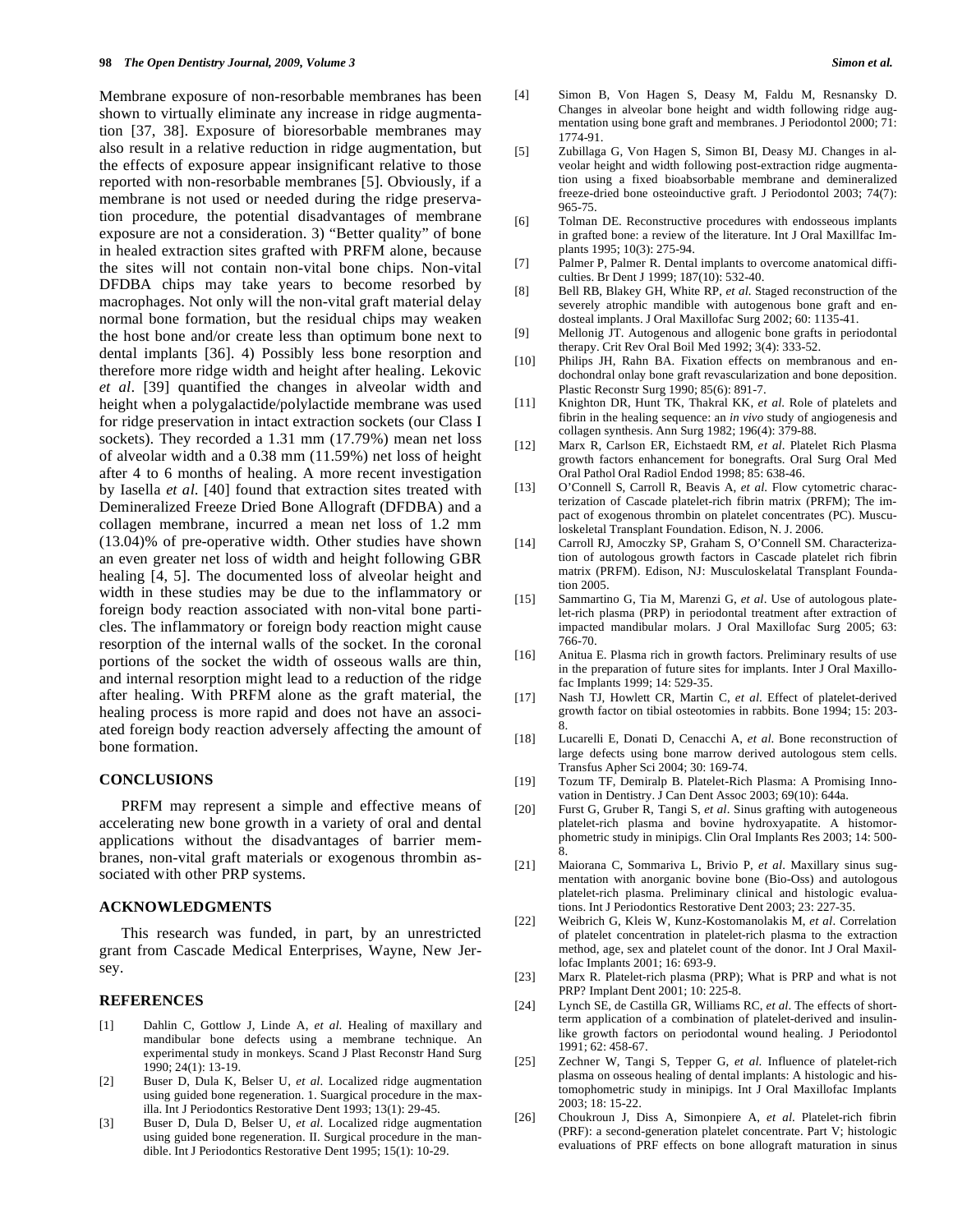Membrane exposure of non-resorbable membranes has been shown to virtually eliminate any increase in ridge augmentation [37, 38]. Exposure of bioresorbable membranes may also result in a relative reduction in ridge augmentation, but the effects of exposure appear insignificant relative to those reported with non-resorbable membranes [5]. Obviously, if a membrane is not used or needed during the ridge preservation procedure, the potential disadvantages of membrane exposure are not a consideration. 3) "Better quality" of bone in healed extraction sites grafted with PRFM alone, because the sites will not contain non-vital bone chips. Non-vital DFDBA chips may take years to become resorbed by macrophages. Not only will the non-vital graft material delay normal bone formation, but the residual chips may weaken the host bone and/or create less than optimum bone next to dental implants [36]. 4) Possibly less bone resorption and therefore more ridge width and height after healing. Lekovic *et al*. [39] quantified the changes in alveolar width and height when a polygalactide/polylactide membrane was used for ridge preservation in intact extraction sockets (our Class I sockets). They recorded a 1.31 mm (17.79%) mean net loss of alveolar width and a 0.38 mm (11.59%) net loss of height after 4 to 6 months of healing. A more recent investigation by Iasella *et al*. [40] found that extraction sites treated with Demineralized Freeze Dried Bone Allograft (DFDBA) and a collagen membrane, incurred a mean net loss of 1.2 mm (13.04)% of pre-operative width. Other studies have shown an even greater net loss of width and height following GBR healing [4, 5]. The documented loss of alveolar height and width in these studies may be due to the inflammatory or foreign body reaction associated with non-vital bone particles. The inflammatory or foreign body reaction might cause resorption of the internal walls of the socket. In the coronal portions of the socket the width of osseous walls are thin, and internal resorption might lead to a reduction of the ridge after healing. With PRFM alone as the graft material, the healing process is more rapid and does not have an associated foreign body reaction adversely affecting the amount of bone formation.

## CONCLUSIONS

PRFM may represent a simple and effective means of accelerating new bone growth in a variety of oral and dental applications without the disadvantages of barrier membranes, non-vital graft materials or exogenous thrombin associated with other PRP systems.

## ACKNOWLEDGMENTS

This research was funded, in part, by an unrestricted grant from Cascade Medical Enterprises, Wayne, New Jersey.

## REFERENCES

[1] Dahlin C, Gottlow J, Linde A, *et al.* Healing of maxillary and mandibular bone defects using a membrane technique. An experimental study in monkeys. Scand J Plast Reconstr Hand Surg 1990; 24(1): 13-19.

[2] Buser D, Dula K, Belser U, *et al.* Localized ridge augmentation using guided bone regeneration. 1. Suargical procedure in the maxilla. Int J Periodontics Restorative Dent 1993; 13(1): 29-45.

[3] Buser D, Dula D, Belser U, *et al.* Localized ridge augmentation using guided bone regeneration. II. Surgical procedure in the mandible. Int J Periodontics Restorative Dent 1995; 15(1): 10-29.

[4] Simon B, Von Hagen S, Deasy M, Faldu M, Resnansky D. Changes in alveolar bone height and width following ridge augmentation using bone graft and membranes. J Periodontol 2000; 71: 1774-91.

[5] Zubillaga G, Von Hagen S, Simon BI, Deasy MJ. Changes in alveolar height and width following post-extraction ridge augmentation using a fixed bioabsorbable membrane and demineralized freeze-dried bone osteoinductive graft. J Periodontol 2003; 74(7): 965-75.

[6] Tolman DE. Reconstructive procedures with endosseous implants in grafted bone: a review of the literature. Int J Oral Maxillfac Implants 1995; 10(3): 275-94.

[7] Palmer P, Palmer R. Dental implants to overcome anatomical difficulties. Br Dent J 1999; 187(10): 532-40.

[8] Bell RB, Blakey GH, White RP, *et al.* Staged reconstruction of the severely atrophic mandible with autogenous bone graft and endosteal implants. J Oral Maxillofac Surg 2002; 60: 1135-41.

[9] Mellonig JT. Autogenous and allogenic bone grafts in periodontal therapy. Crit Rev Oral Boil Med 1992; 3(4): 333-52.

[10] Philips JH, Rahn BA. Fixation effects on membranous and endochondral onlay bone graft revascularization and bone deposition. Plastic Reconstr Surg 1990; 85(6): 891-7.

[11] Knighton DR, Hunt TK, Thakral KK, *et al.* Role of platelets and fibrin in the healing sequence: an *in vivo* study of angiogenesis and collagen synthesis. Ann Surg 1982; 196(4): 379-88.

[12] Marx R, Carlson ER, Eichstaedt RM, *et al.* Platelet Rich Plasma growth factors enhancement for bonegrafts. Oral Surg Oral Med Oral Pathol Oral Radiol Endod 1998; 85: 638-46.

[13] O'Connell S, Carroll R, Beavis A, *et al.* Flow cytometric characterization of Cascade platelet-rich fibrin matrix (PRFM); The impact of exogenous thrombin on platelet concentrates (PC). Musculoskeletal Transplant Foundation. Edison, N. J. 2006.

[14] Carroll RJ, Amoczky SP, Graham S, O'Connell SM. Characterization of autologous growth factors in Cascade platelet rich fibrin matrix (PRFM). Edison, NJ: Musculoskelatal Transplant Foundation 2005.

[15] Sammartino G, Tia M, Marenzi G, *et al*. Use of autologous platelet-rich plasma (PRP) in periodontal treatment after extraction of impacted mandibular molars. J Oral Maxillofac Surg 2005; 63: 766-70.

[16] Anitua E. Plasma rich in growth factors. Preliminary results of use in the preparation of future sites for implants. Inter J Oral Maxillofac Implants 1999; 14: 529-35.

[17] Nash TJ, Howlett CR, Martin C, *et al.* Effect of platelet-derived growth factor on tibial osteotomies in rabbits. Bone 1994; 15: 203-8.

[18] Lucarelli E, Donati D, Cenacchi A, *et al.* Bone reconstruction of large defects using bone marrow derived autologous stem cells. Transfus Apher Sci 2004; 30: 169-74.

[19] Tozum TF, Demiralp B. Platelet-Rich Plasma: A Promising Innovation in Dentistry. J Can Dent Assoc 2003; 69(10): 644a.

[20] Furst G, Gruber R, Tangi S, *et al*. Sinus grafting with autogeneous platelet-rich plasma and bovine hydroxyapatite. A histomorphometric study in minipigs. Clin Oral Implants Res 2003; 14: 500-8.

[21] Maiorana C, Sommariva L, Brivio P, *et al*. Maxillary sinus sugmentation with anorganic bovine bone (Bio-Oss) and autologous platelet-rich plasma. Preliminary clinical and histologic evaluations. Int J Periodontics Restorative Dent 2003; 23: 227-35.

[22] Weibrich G, Kleis W, Kunz-Kostomanolakis M, *et al*. Correlation of platelet concentration in platelet-rich plasma to the extraction method, age, sex and platelet count of the donor. Int J Oral Maxillofac Implants 2001; 16: 693-9.

[23] Marx R. Platelet-rich plasma (PRP); What is PRP and what is not PRP? Implant Dent 2001; 10: 225-8.

[24] Lynch SE, de Castilla GR, Williams RC, *et al*. The effects of short-term application of a combination of platelet-derived and insulin-like growth factors on periodontal wound healing. J Periodontol 1991; 62: 458-67.

[25] Zechner W, Tangi S, Tepper G, *et al.* Influence of platelet-rich plasma on osseous healing of dental implants: A histologic and histomophometric study in minipigs. Int J Oral Maxillofac Implants 2003; 18: 15-22.

[26] Choukroun J, Diss A, Simonpiere A, *et al.* Platelet-rich fibrin (PRF): a second-generation platelet concentrate. Part V; histologic evaluations of PRF effects on bone allograft maturation in sinus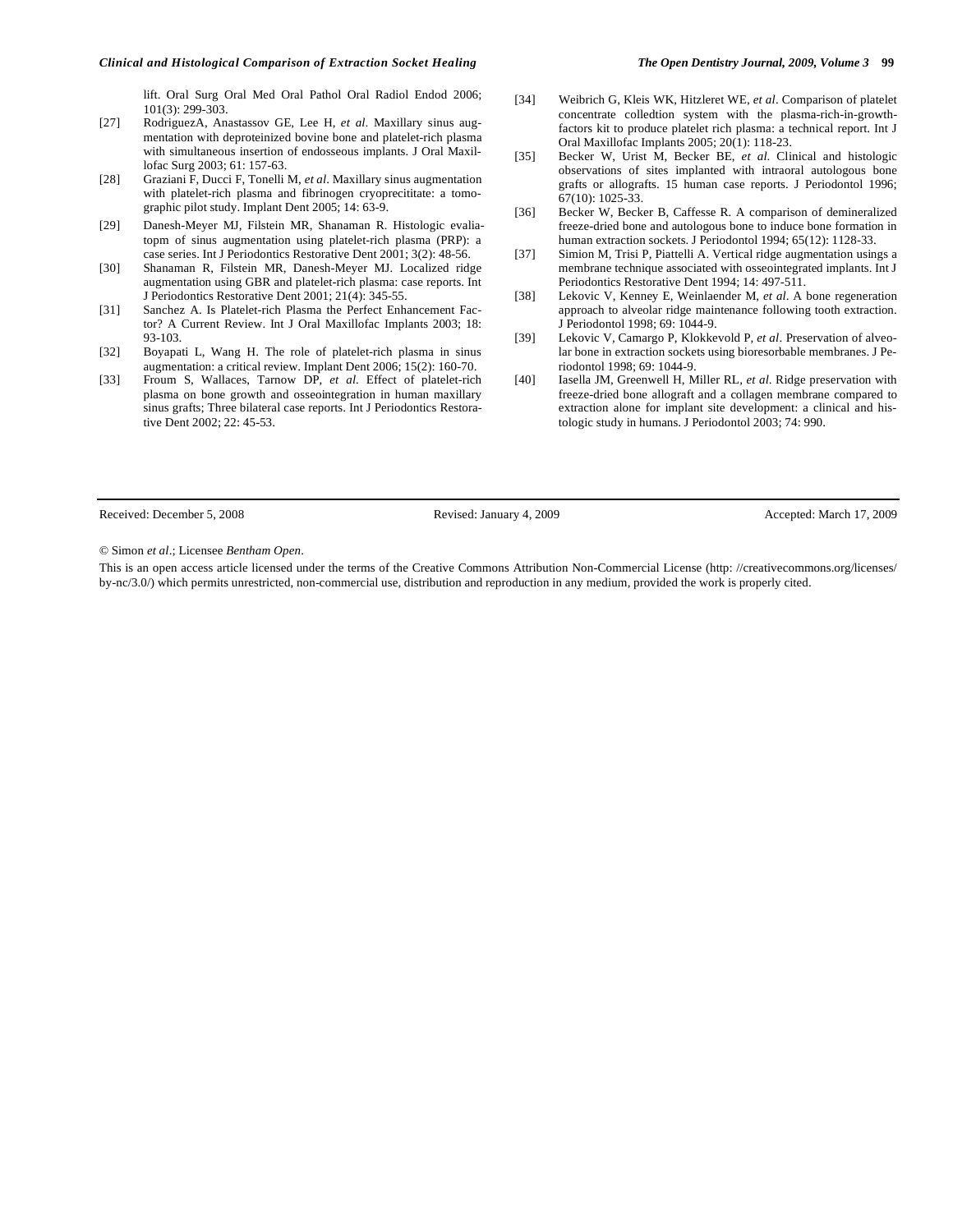lift. Oral Surg Oral Med Oral Pathol Oral Radiol Endod 2006; 101(3): 299-303.

[27] RodriguezA, Anastassov GE, Lee H, *et al*. Maxillary sinus augmentation with deproteinized bovine bone and platelet-rich plasma with simultaneous insertion of endosseous implants. J Oral Maxillofac Surg 2003; 61: 157-63.

[28] Graziani F, Ducci F, Tonelli M, *et al*. Maxillary sinus augmentation with platelet-rich plasma and fibrinogen cryoprecititate: a tomographic pilot study. Implant Dent 2005; 14: 63-9.

[29] Danesh-Meyer MJ, Filstein MR, Shanaman R. Histologic evaliatopm of sinus augmentation using platelet-rich plasma (PRP): a case series. Int J Periodontics Restorative Dent 2001; 3(2): 48-56.

[30] Shanaman R, Filstein MR, Danesh-Meyer MJ. Localized ridge augmentation using GBR and platelet-rich plasma: case reports. Int J Periodontics Restorative Dent 2001; 21(4): 345-55.

[31] Sanchez A. Is Platelet-rich Plasma the Perfect Enhancement Factor? A Current Review. Int J Oral Maxillofac Implants 2003; 18: 93-103.

[32] Boyapati L, Wang H. The role of platelet-rich plasma in sinus augmentation: a critical review. Implant Dent 2006; 15(2): 160-70.

[33] Froum S, Wallaces, Tarnow DP, *et al*. Effect of platelet-rich plasma on bone growth and osseointegration in human maxillary sinus grafts; Three bilateral case reports. Int J Periodontics Restorative Dent 2002; 22: 45-53.

[34] Weibrich G, Kleis WK, Hitzleret WE, *et al*. Comparison of platelet concentrate colledtion system with the plasma-rich-in-growth-factors kit to produce platelet rich plasma: a technical report. Int J Oral Maxillofac Implants 2005; 20(1): 118-23.

[35] Becker W, Urist M, Becker BE, *et al*. Clinical and histologic observations of sites implanted with intraoral autologous bone grafts or allografts. 15 human case reports. J Periodontol 1996; 67(10): 1025-33.

[36] Becker W, Becker B, Caffesse R. A comparison of demineralized freeze-dried bone and autologous bone to induce bone formation in human extraction sockets. J Periodontol 1994; 65(12): 1128-33.

[37] Simion M, Trisi P, Piattelli A. Vertical ridge augmentation usings a membrane technique associated with osseointegrated implants. Int J Periodontics Restorative Dent 1994; 14: 497-511.

[38] Lekovic V, Kenney E, Weinlaender M, *et al*. A bone regeneration approach to alveolar ridge maintenance following tooth extraction. J Periodontol 1998; 69: 1044-9.

[39] Lekovic V, Camargo P, Klokkevold P, *et al*. Preservation of alveolar bone in extraction sockets using bioresorbable membranes. J Periodontol 1998; 69: 1044-9.

[40] Iasella JM, Greenwell H, Miller RL, *et al*. Ridge preservation with freeze-dried bone allograft and a collagen membrane compared to extraction alone for implant site development: a clinical and histologic study in humans. J Periodontol 2003; 74: 990.

Received: December 5, 2008 Revised: January 4, 2009 Accepted: March 17, 2009

© Simon *et al*.; Licensee *Bentham Open*.

This is an open access article licensed under the terms of the Creative Commons Attribution Non-Commercial License (http: //creativecommons.org/licenses/by-nc/3.0/) which permits unrestricted, non-commercial use, distribution and reproduction in any medium, provided the work is properly cited.